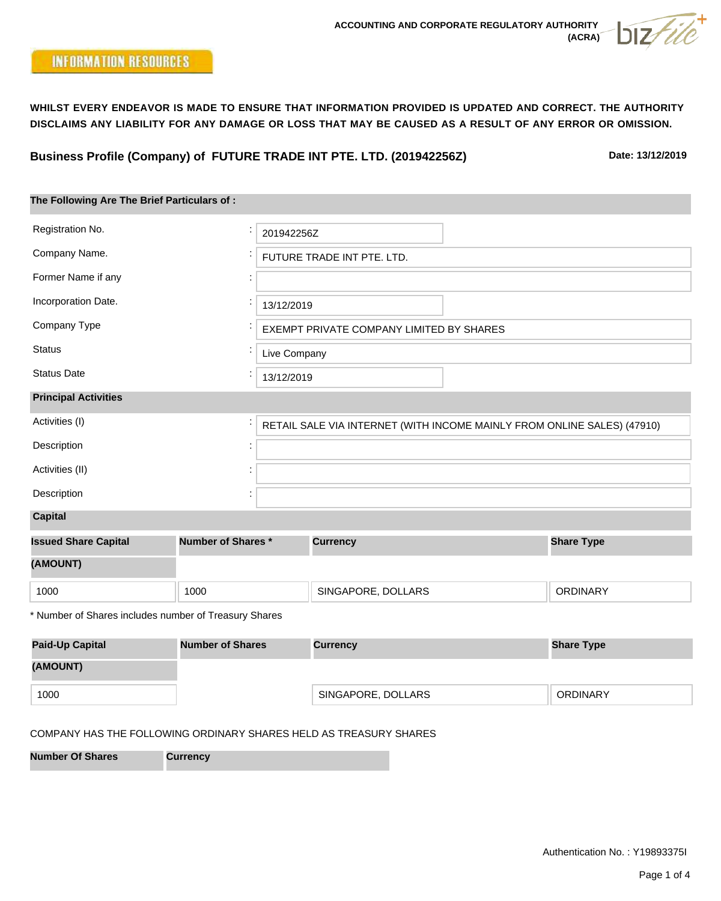ACCOUNTING AND CORPORATE REGULATORY AUTHORITY (ACRA)

**INFORMATION RESOURCES**

**WHILST EVERY ENDEAVOR IS MADE TO ENSURE THAT INFORMATION PROVIDED IS UPDATED AND CORRECT. THE AUTHORITY DISCLAIMS ANY LIABILITY FOR ANY DAMAGE OR LOSS THAT MAY BE CAUSED AS A RESULT OF ANY ERROR OR OMISSION.**

## Business Profile (Company) of FUTURE TRADE INT PTE. LTD. (201942256Z)

**Date: 13/12/2019**

### The Following Are The Brief Particulars of :

| | |
|---|---|
| Registration No. | 201942256Z |
| Company Name. | FUTURE TRADE INT PTE. LTD. |
| Former Name if any | |
| Incorporation Date. | 13/12/2019 |
| Company Type | EXEMPT PRIVATE COMPANY LIMITED BY SHARES |
| Status | Live Company |
| Status Date | 13/12/2019 |

### Principal Activities

| | |
|---|---|
| Activities (I) | RETAIL SALE VIA INTERNET (WITH INCOME MAINLY FROM ONLINE SALES) (47910) |
| Description | |
| Activities (II) | |
| Description | |

### Capital

| Issued Share Capital (AMOUNT) | Number of Shares * | Currency | Share Type |
|---|---|---|---|
| 1000 | 1000 | SINGAPORE, DOLLARS | ORDINARY |

* Number of Shares includes number of Treasury Shares

| Paid-Up Capital (AMOUNT) | Number of Shares | Currency | Share Type |
|---|---|---|---|
| 1000 | | SINGAPORE, DOLLARS | ORDINARY |

COMPANY HAS THE FOLLOWING ORDINARY SHARES HELD AS TREASURY SHARES

| Number Of Shares | Currency |
|---|---|

Authentication No. : Y19893375I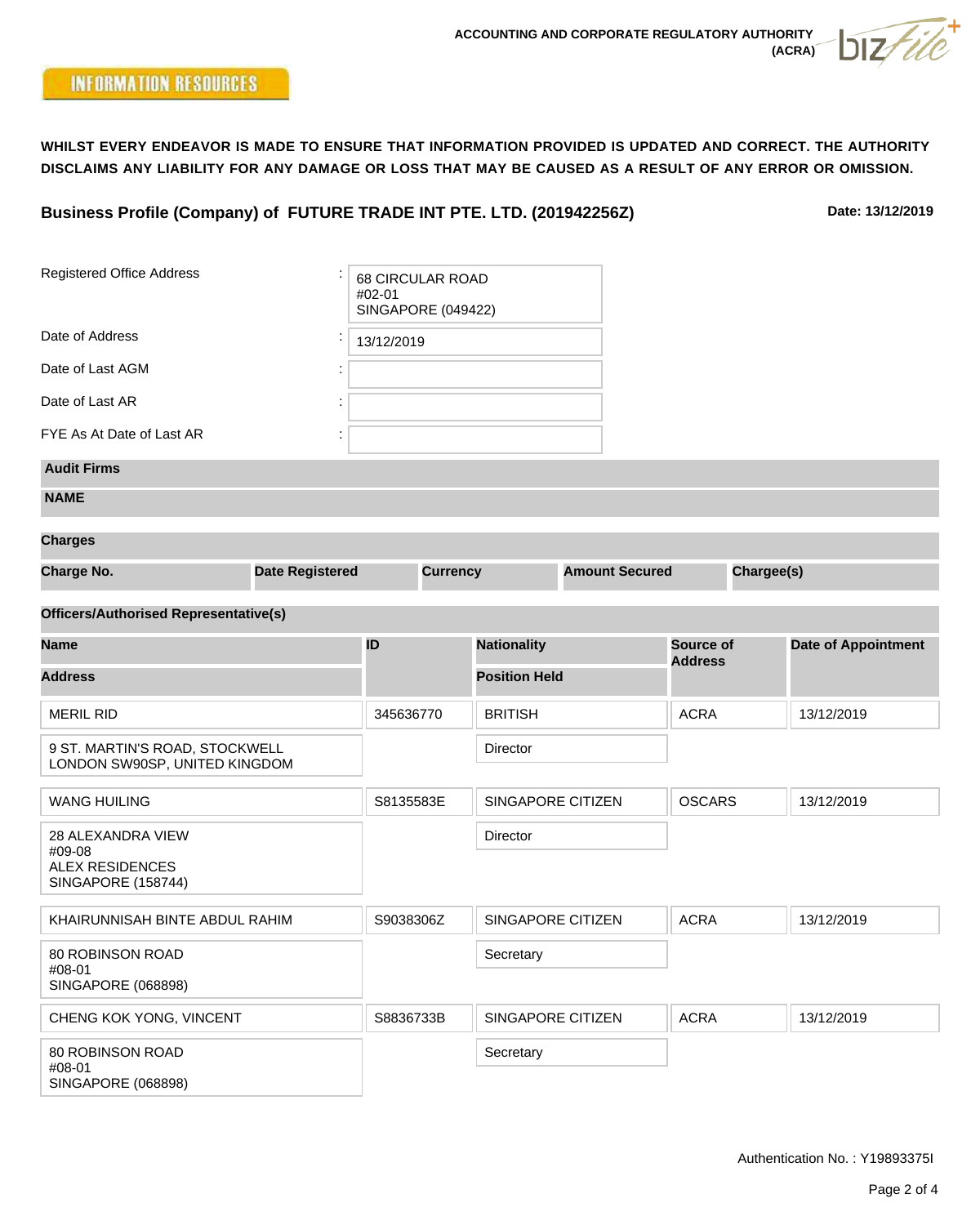ACCOUNTING AND CORPORATE REGULATORY AUTHORITY (ACRA)

INFORMATION RESOURCES

**WHILST EVERY ENDEAVOR IS MADE TO ENSURE THAT INFORMATION PROVIDED IS UPDATED AND CORRECT. THE AUTHORITY DISCLAIMS ANY LIABILITY FOR ANY DAMAGE OR LOSS THAT MAY BE CAUSED AS A RESULT OF ANY ERROR OR OMISSION.**

## Business Profile (Company) of FUTURE TRADE INT PTE. LTD. (201942256Z)

**Date: 13/12/2019**

| | |
|---|---|
| Registered Office Address | 68 CIRCULAR ROAD<br>#02-01<br>SINGAPORE (049422) |
| Date of Address | 13/12/2019 |
| Date of Last AGM | |
| Date of Last AR | |
| FYE As At Date of Last AR | |

**Audit Firms**

| NAME |
|---|

**Charges**

| Charge No. | Date Registered | Currency | Amount Secured | Chargee(s) |
|---|---|---|---|---|

**Officers/Authorised Representative(s)**

| Name / Address | ID | Nationality / Position Held | Source of Address | Date of Appointment |
|---|---|---|---|---|
| MERIL RID | 345636770 | BRITISH | ACRA | 13/12/2019 |
| 9 ST. MARTIN'S ROAD, STOCKWELL<br>LONDON SW90SP, UNITED KINGDOM | | Director | | |
| WANG HUILING | S8135583E | SINGAPORE CITIZEN | OSCARS | 13/12/2019 |
| 28 ALEXANDRA VIEW<br>#09-08<br>ALEX RESIDENCES<br>SINGAPORE (158744) | | Director | | |
| KHAIRUNNISAH BINTE ABDUL RAHIM | S9038306Z | SINGAPORE CITIZEN | ACRA | 13/12/2019 |
| 80 ROBINSON ROAD<br>#08-01<br>SINGAPORE (068898) | | Secretary | | |
| CHENG KOK YONG, VINCENT | S8836733B | SINGAPORE CITIZEN | ACRA | 13/12/2019 |
| 80 ROBINSON ROAD<br>#08-01<br>SINGAPORE (068898) | | Secretary | | |

Authentication No. : Y19893375I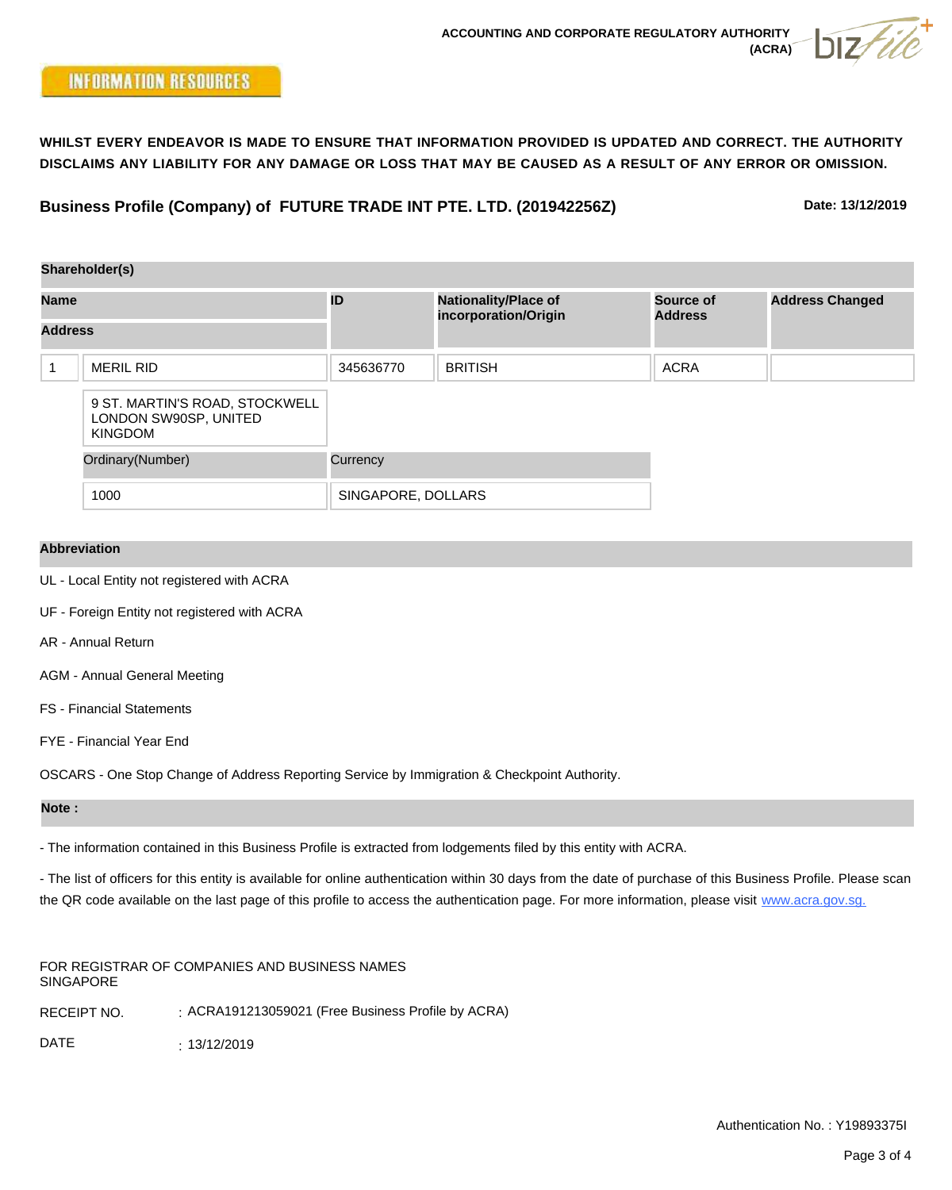ACCOUNTING AND CORPORATE REGULATORY AUTHORITY (ACRA)

INFORMATION RESOURCES

**WHILST EVERY ENDEAVOR IS MADE TO ENSURE THAT INFORMATION PROVIDED IS UPDATED AND CORRECT. THE AUTHORITY DISCLAIMS ANY LIABILITY FOR ANY DAMAGE OR LOSS THAT MAY BE CAUSED AS A RESULT OF ANY ERROR OR OMISSION.**

## Business Profile (Company) of FUTURE TRADE INT PTE. LTD. (201942256Z)

**Date: 13/12/2019**

### Shareholder(s)

| | Name / Address | ID | Nationality/Place of incorporation/Origin | Source of Address | Address Changed |
|---|---|---|---|---|---|
| 1 | MERIL RID | 345636770 | BRITISH | ACRA | |
| | 9 ST. MARTIN'S ROAD, STOCKWELL LONDON SW90SP, UNITED KINGDOM | | | | |

| Ordinary(Number) | Currency |
|---|---|
| 1000 | SINGAPORE, DOLLARS |

### Abbreviation

UL - Local Entity not registered with ACRA

UF - Foreign Entity not registered with ACRA

AR - Annual Return

AGM - Annual General Meeting

FS - Financial Statements

FYE - Financial Year End

OSCARS - One Stop Change of Address Reporting Service by Immigration & Checkpoint Authority.

### Note :

- The information contained in this Business Profile is extracted from lodgements filed by this entity with ACRA.

- The list of officers for this entity is available for online authentication within 30 days from the date of purchase of this Business Profile. Please scan the QR code available on the last page of this profile to access the authentication page. For more information, please visit www.acra.gov.sg.

FOR REGISTRAR OF COMPANIES AND BUSINESS NAMES
SINGAPORE

RECEIPT NO. : ACRA191213059021 (Free Business Profile by ACRA)

DATE : 13/12/2019

Authentication No. : Y19893375I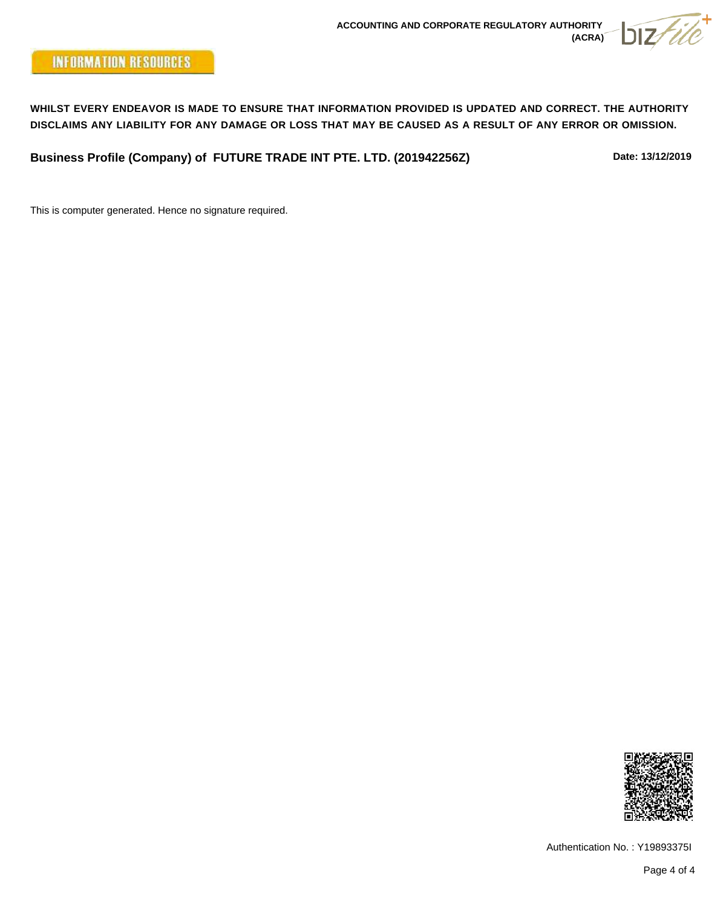**WHILST EVERY ENDEAVOR IS MADE TO ENSURE THAT INFORMATION PROVIDED IS UPDATED AND CORRECT. THE AUTHORITY DISCLAIMS ANY LIABILITY FOR ANY DAMAGE OR LOSS THAT MAY BE CAUSED AS A RESULT OF ANY ERROR OR OMISSION.**

**Business Profile (Company) of FUTURE TRADE INT PTE. LTD. (201942256Z)** **Date: 13/12/2019**

This is computer generated. Hence no signature required.

Authentication No. : Y19893375I